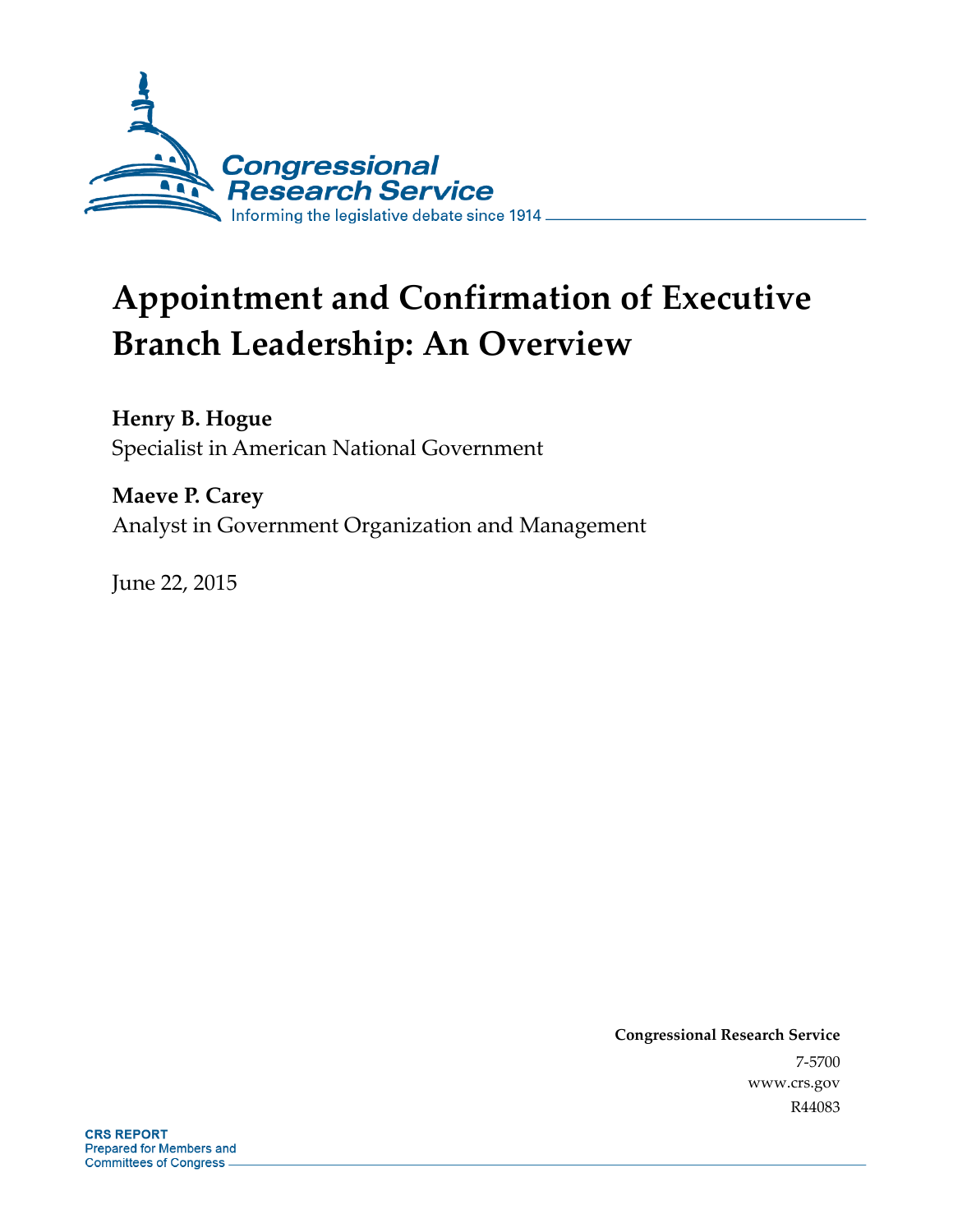Congressional Research Service

Informing the legislative debate since 1914

# Appointment and Confirmation of Executive Branch Leadership: An Overview

**Henry B. Hogue**
Specialist in American National Government

**Maeve P. Carey**
Analyst in Government Organization and Management

June 22, 2015

**Congressional Research Service**
7-5700
www.crs.gov
R44083

**CRS REPORT**
Prepared for Members and
Committees of Congress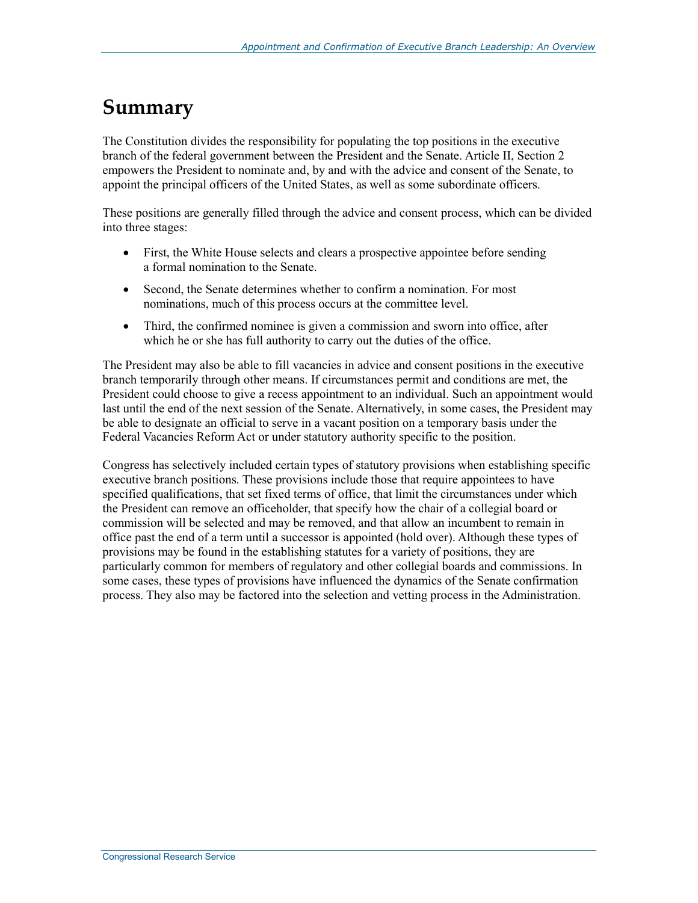# Summary

The Constitution divides the responsibility for populating the top positions in the executive branch of the federal government between the President and the Senate. Article II, Section 2 empowers the President to nominate and, by and with the advice and consent of the Senate, to appoint the principal officers of the United States, as well as some subordinate officers.

These positions are generally filled through the advice and consent process, which can be divided into three stages:

- First, the White House selects and clears a prospective appointee before sending a formal nomination to the Senate.
- Second, the Senate determines whether to confirm a nomination. For most nominations, much of this process occurs at the committee level.
- Third, the confirmed nominee is given a commission and sworn into office, after which he or she has full authority to carry out the duties of the office.

The President may also be able to fill vacancies in advice and consent positions in the executive branch temporarily through other means. If circumstances permit and conditions are met, the President could choose to give a recess appointment to an individual. Such an appointment would last until the end of the next session of the Senate. Alternatively, in some cases, the President may be able to designate an official to serve in a vacant position on a temporary basis under the Federal Vacancies Reform Act or under statutory authority specific to the position.

Congress has selectively included certain types of statutory provisions when establishing specific executive branch positions. These provisions include those that require appointees to have specified qualifications, that set fixed terms of office, that limit the circumstances under which the President can remove an officeholder, that specify how the chair of a collegial board or commission will be selected and may be removed, and that allow an incumbent to remain in office past the end of a term until a successor is appointed (hold over). Although these types of provisions may be found in the establishing statutes for a variety of positions, they are particularly common for members of regulatory and other collegial boards and commissions. In some cases, these types of provisions have influenced the dynamics of the Senate confirmation process. They also may be factored into the selection and vetting process in the Administration.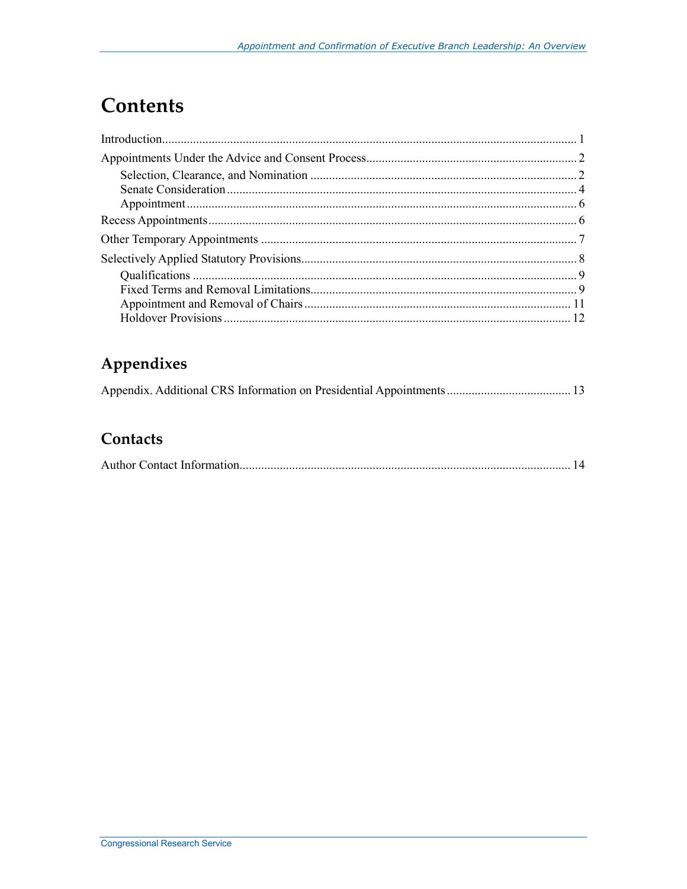# Contents

Introduction .................................................................................................................... 1

Appointments Under the Advice and Consent Process .................................................................... 2

- Selection, Clearance, and Nomination ..................................................................................... 2
- Senate Consideration ................................................................................................................ 4
- Appointment ............................................................................................................................. 6

Recess Appointments ...................................................................................................................... 6

Other Temporary Appointments ..................................................................................................... 7

Selectively Applied Statutory Provisions ........................................................................................ 8

- Qualifications ........................................................................................................................... 9
- Fixed Terms and Removal Limitations ..................................................................................... 9
- Appointment and Removal of Chairs ..................................................................................... 11
- Holdover Provisions ............................................................................................................... 12

## Appendixes

Appendix. Additional CRS Information on Presidential Appointments ........................................ 13

## Contacts

Author Contact Information .......................................................................................................... 14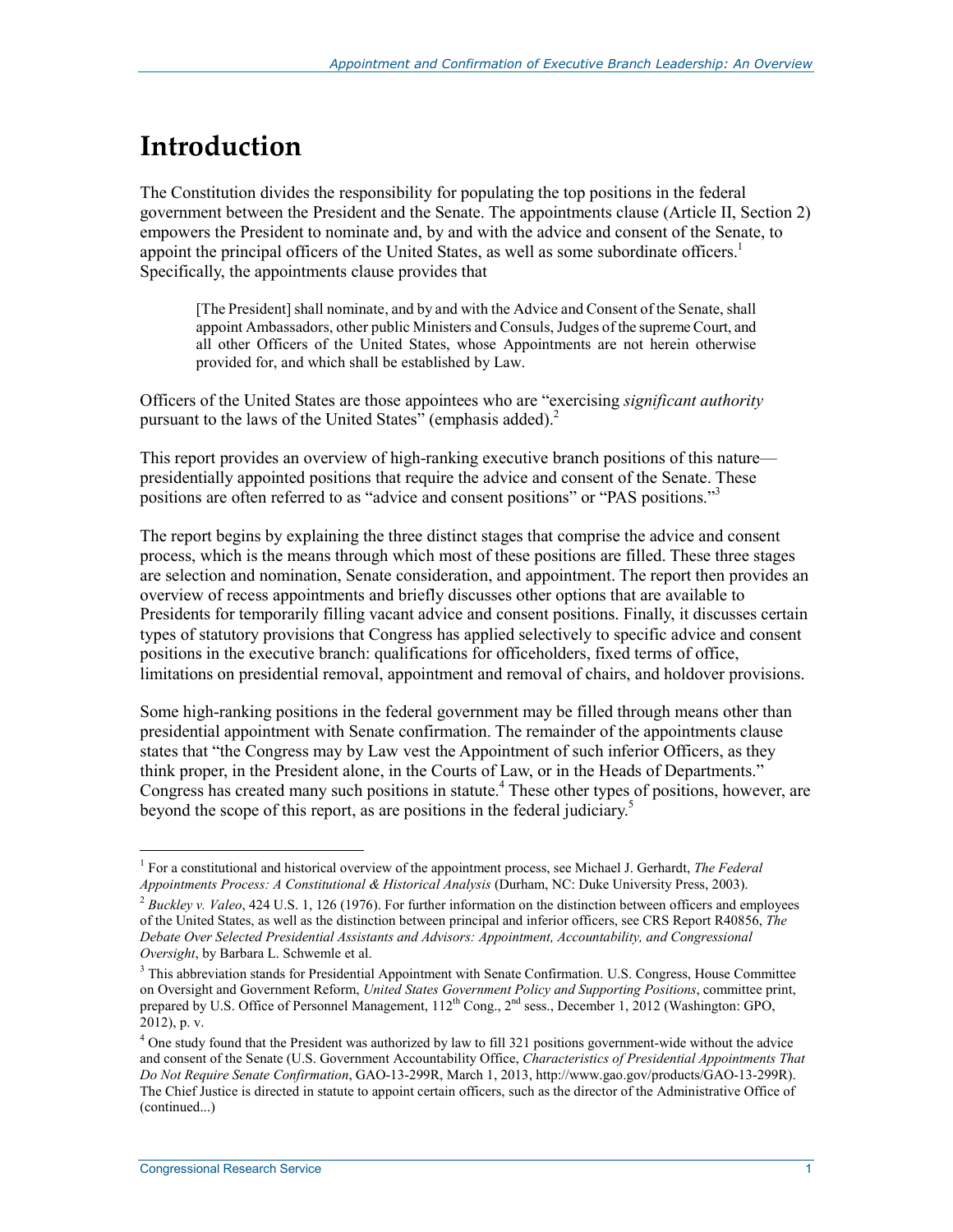# Introduction

The Constitution divides the responsibility for populating the top positions in the federal government between the President and the Senate. The appointments clause (Article II, Section 2) empowers the President to nominate and, by and with the advice and consent of the Senate, to appoint the principal officers of the United States, as well as some subordinate officers.[1] Specifically, the appointments clause provides that

> [The President] shall nominate, and by and with the Advice and Consent of the Senate, shall appoint Ambassadors, other public Ministers and Consuls, Judges of the supreme Court, and all other Officers of the United States, whose Appointments are not herein otherwise provided for, and which shall be established by Law.

Officers of the United States are those appointees who are "exercising *significant authority* pursuant to the laws of the United States" (emphasis added).[2]

This report provides an overview of high-ranking executive branch positions of this nature—presidentially appointed positions that require the advice and consent of the Senate. These positions are often referred to as "advice and consent positions" or "PAS positions."[3]

The report begins by explaining the three distinct stages that comprise the advice and consent process, which is the means through which most of these positions are filled. These three stages are selection and nomination, Senate consideration, and appointment. The report then provides an overview of recess appointments and briefly discusses other options that are available to Presidents for temporarily filling vacant advice and consent positions. Finally, it discusses certain types of statutory provisions that Congress has applied selectively to specific advice and consent positions in the executive branch: qualifications for officeholders, fixed terms of office, limitations on presidential removal, appointment and removal of chairs, and holdover provisions.

Some high-ranking positions in the federal government may be filled through means other than presidential appointment with Senate confirmation. The remainder of the appointments clause states that "the Congress may by Law vest the Appointment of such inferior Officers, as they think proper, in the President alone, in the Courts of Law, or in the Heads of Departments." Congress has created many such positions in statute.[4] These other types of positions, however, are beyond the scope of this report, as are positions in the federal judiciary.[5]

---

[1] For a constitutional and historical overview of the appointment process, see Michael J. Gerhardt, *The Federal Appointments Process: A Constitutional & Historical Analysis* (Durham, NC: Duke University Press, 2003).

[2] *Buckley v. Valeo*, 424 U.S. 1, 126 (1976). For further information on the distinction between officers and employees of the United States, as well as the distinction between principal and inferior officers, see CRS Report R40856, *The Debate Over Selected Presidential Assistants and Advisors: Appointment, Accountability, and Congressional Oversight*, by Barbara L. Schwemle et al.

[3] This abbreviation stands for Presidential Appointment with Senate Confirmation. U.S. Congress, House Committee on Oversight and Government Reform, *United States Government Policy and Supporting Positions*, committee print, prepared by U.S. Office of Personnel Management, 112th Cong., 2nd sess., December 1, 2012 (Washington: GPO, 2012), p. v.

[4] One study found that the President was authorized by law to fill 321 positions government-wide without the advice and consent of the Senate (U.S. Government Accountability Office, *Characteristics of Presidential Appointments That Do Not Require Senate Confirmation*, GAO-13-299R, March 1, 2013, http://www.gao.gov/products/GAO-13-299R). The Chief Justice is directed in statute to appoint certain officers, such as the director of the Administrative Office of (continued...)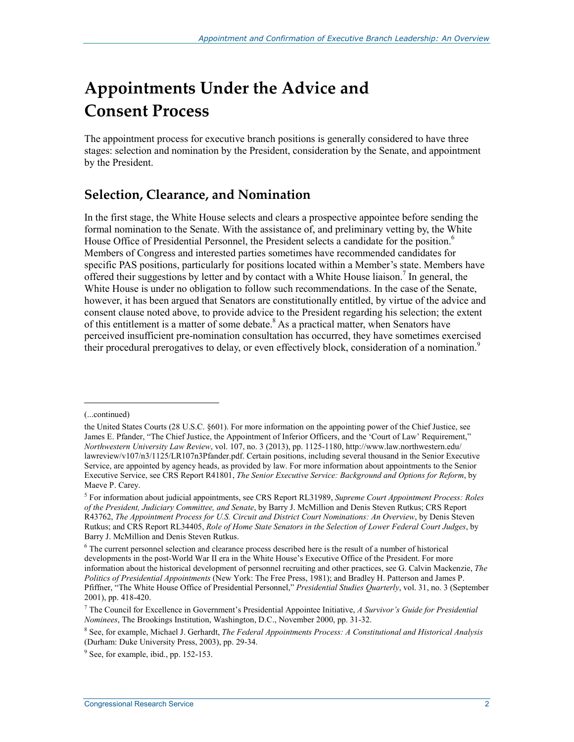# Appointments Under the Advice and Consent Process

The appointment process for executive branch positions is generally considered to have three stages: selection and nomination by the President, consideration by the Senate, and appointment by the President.

## Selection, Clearance, and Nomination

In the first stage, the White House selects and clears a prospective appointee before sending the formal nomination to the Senate. With the assistance of, and preliminary vetting by, the White House Office of Presidential Personnel, the President selects a candidate for the position.[6] Members of Congress and interested parties sometimes have recommended candidates for specific PAS positions, particularly for positions located within a Member's state. Members have offered their suggestions by letter and by contact with a White House liaison.[7] In general, the White House is under no obligation to follow such recommendations. In the case of the Senate, however, it has been argued that Senators are constitutionally entitled, by virtue of the advice and consent clause noted above, to provide advice to the President regarding his selection; the extent of this entitlement is a matter of some debate.[8] As a practical matter, when Senators have perceived insufficient pre-nomination consultation has occurred, they have sometimes exercised their procedural prerogatives to delay, or even effectively block, consideration of a nomination.[9]

---

(...continued)

the United States Courts (28 U.S.C. §601). For more information on the appointing power of the Chief Justice, see James E. Pfander, "The Chief Justice, the Appointment of Inferior Officers, and the 'Court of Law' Requirement," *Northwestern University Law Review*, vol. 107, no. 3 (2013), pp. 1125-1180, http://www.law.northwestern.edu/lawreview/v107/n3/1125/LR107n3Pfander.pdf. Certain positions, including several thousand in the Senior Executive Service, are appointed by agency heads, as provided by law. For more information about appointments to the Senior Executive Service, see CRS Report R41801, *The Senior Executive Service: Background and Options for Reform*, by Maeve P. Carey.

[5] For information about judicial appointments, see CRS Report RL31989, *Supreme Court Appointment Process: Roles of the President, Judiciary Committee, and Senate*, by Barry J. McMillion and Denis Steven Rutkus; CRS Report R43762, *The Appointment Process for U.S. Circuit and District Court Nominations: An Overview*, by Denis Steven Rutkus; and CRS Report RL34405, *Role of Home State Senators in the Selection of Lower Federal Court Judges*, by Barry J. McMillion and Denis Steven Rutkus.

[6] The current personnel selection and clearance process described here is the result of a number of historical developments in the post-World War II era in the White House's Executive Office of the President. For more information about the historical development of personnel recruiting and other practices, see G. Calvin Mackenzie, *The Politics of Presidential Appointments* (New York: The Free Press, 1981); and Bradley H. Patterson and James P. Pfiffner, "The White House Office of Presidential Personnel," *Presidential Studies Quarterly*, vol. 31, no. 3 (September 2001), pp. 418-420.

[7] The Council for Excellence in Government's Presidential Appointee Initiative, *A Survivor's Guide for Presidential Nominees*, The Brookings Institution, Washington, D.C., November 2000, pp. 31-32.

[8] See, for example, Michael J. Gerhardt, *The Federal Appointments Process: A Constitutional and Historical Analysis* (Durham: Duke University Press, 2003), pp. 29-34.

[9] See, for example, ibid., pp. 152-153.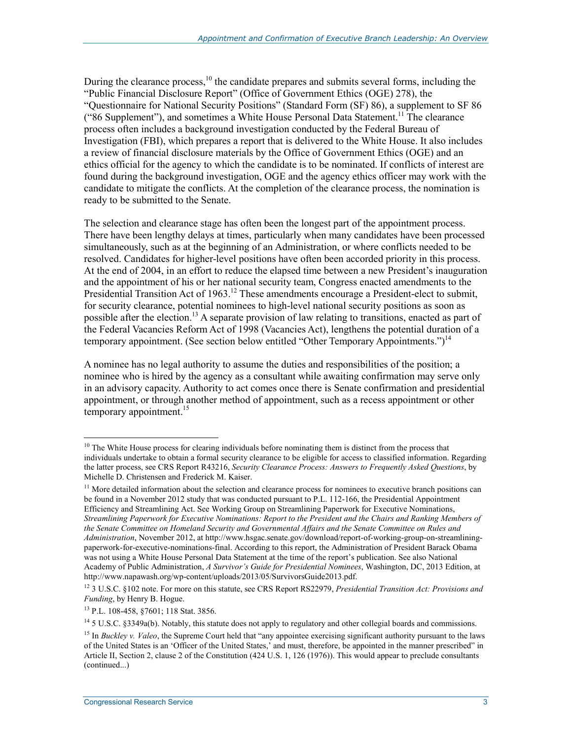During the clearance process,[10] the candidate prepares and submits several forms, including the "Public Financial Disclosure Report" (Office of Government Ethics (OGE) 278), the "Questionnaire for National Security Positions" (Standard Form (SF) 86), a supplement to SF 86 ("86 Supplement"), and sometimes a White House Personal Data Statement.[11] The clearance process often includes a background investigation conducted by the Federal Bureau of Investigation (FBI), which prepares a report that is delivered to the White House. It also includes a review of financial disclosure materials by the Office of Government Ethics (OGE) and an ethics official for the agency to which the candidate is to be nominated. If conflicts of interest are found during the background investigation, OGE and the agency ethics officer may work with the candidate to mitigate the conflicts. At the completion of the clearance process, the nomination is ready to be submitted to the Senate.

The selection and clearance stage has often been the longest part of the appointment process. There have been lengthy delays at times, particularly when many candidates have been processed simultaneously, such as at the beginning of an Administration, or where conflicts needed to be resolved. Candidates for higher-level positions have often been accorded priority in this process. At the end of 2004, in an effort to reduce the elapsed time between a new President's inauguration and the appointment of his or her national security team, Congress enacted amendments to the Presidential Transition Act of 1963.[12] These amendments encourage a President-elect to submit, for security clearance, potential nominees to high-level national security positions as soon as possible after the election.[13] A separate provision of law relating to transitions, enacted as part of the Federal Vacancies Reform Act of 1998 (Vacancies Act), lengthens the potential duration of a temporary appointment. (See section below entitled "Other Temporary Appointments.")[14]

A nominee has no legal authority to assume the duties and responsibilities of the position; a nominee who is hired by the agency as a consultant while awaiting confirmation may serve only in an advisory capacity. Authority to act comes once there is Senate confirmation and presidential appointment, or through another method of appointment, such as a recess appointment or other temporary appointment.[15]

---

[10] The White House process for clearing individuals before nominating them is distinct from the process that individuals undertake to obtain a formal security clearance to be eligible for access to classified information. Regarding the latter process, see CRS Report R43216, *Security Clearance Process: Answers to Frequently Asked Questions*, by Michelle D. Christensen and Frederick M. Kaiser.

[11] More detailed information about the selection and clearance process for nominees to executive branch positions can be found in a November 2012 study that was conducted pursuant to P.L. 112-166, the Presidential Appointment Efficiency and Streamlining Act. See Working Group on Streamlining Paperwork for Executive Nominations, *Streamlining Paperwork for Executive Nominations: Report to the President and the Chairs and Ranking Members of the Senate Committee on Homeland Security and Governmental Affairs and the Senate Committee on Rules and Administration*, November 2012, at http://www.hsgac.senate.gov/download/report-of-working-group-on-streamlining-paperwork-for-executive-nominations-final. According to this report, the Administration of President Barack Obama was not using a White House Personal Data Statement at the time of the report's publication. See also National Academy of Public Administration, *A Survivor's Guide for Presidential Nominees*, Washington, DC, 2013 Edition, at http://www.napawash.org/wp-content/uploads/2013/05/SurvivorsGuide2013.pdf.

[12] 3 U.S.C. §102 note. For more on this statute, see CRS Report RS22979, *Presidential Transition Act: Provisions and Funding*, by Henry B. Hogue.

[13] P.L. 108-458, §7601; 118 Stat. 3856.

[14] 5 U.S.C. §3349a(b). Notably, this statute does not apply to regulatory and other collegial boards and commissions.

[15] In *Buckley v. Valeo*, the Supreme Court held that "any appointee exercising significant authority pursuant to the laws of the United States is an 'Officer of the United States,' and must, therefore, be appointed in the manner prescribed" in Article II, Section 2, clause 2 of the Constitution (424 U.S. 1, 126 (1976)). This would appear to preclude consultants (continued...)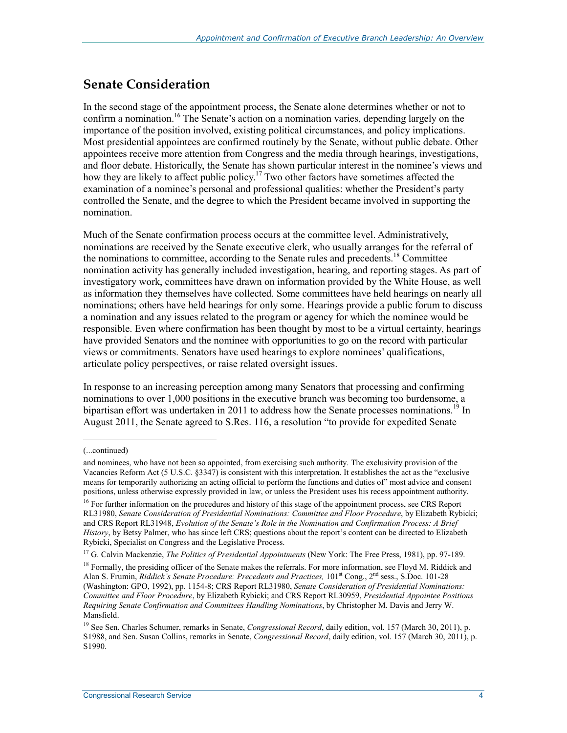## Senate Consideration

In the second stage of the appointment process, the Senate alone determines whether or not to confirm a nomination.[16] The Senate's action on a nomination varies, depending largely on the importance of the position involved, existing political circumstances, and policy implications. Most presidential appointees are confirmed routinely by the Senate, without public debate. Other appointees receive more attention from Congress and the media through hearings, investigations, and floor debate. Historically, the Senate has shown particular interest in the nominee's views and how they are likely to affect public policy.[17] Two other factors have sometimes affected the examination of a nominee's personal and professional qualities: whether the President's party controlled the Senate, and the degree to which the President became involved in supporting the nomination.

Much of the Senate confirmation process occurs at the committee level. Administratively, nominations are received by the Senate executive clerk, who usually arranges for the referral of the nominations to committee, according to the Senate rules and precedents.[18] Committee nomination activity has generally included investigation, hearing, and reporting stages. As part of investigatory work, committees have drawn on information provided by the White House, as well as information they themselves have collected. Some committees have held hearings on nearly all nominations; others have held hearings for only some. Hearings provide a public forum to discuss a nomination and any issues related to the program or agency for which the nominee would be responsible. Even where confirmation has been thought by most to be a virtual certainty, hearings have provided Senators and the nominee with opportunities to go on the record with particular views or commitments. Senators have used hearings to explore nominees' qualifications, articulate policy perspectives, or raise related oversight issues.

In response to an increasing perception among many Senators that processing and confirming nominations to over 1,000 positions in the executive branch was becoming too burdensome, a bipartisan effort was undertaken in 2011 to address how the Senate processes nominations.[19] In August 2011, the Senate agreed to S.Res. 116, a resolution "to provide for expedited Senate

---

(...continued)

and nominees, who have not been so appointed, from exercising such authority. The exclusivity provision of the Vacancies Reform Act (5 U.S.C. §3347) is consistent with this interpretation. It establishes the act as the "exclusive means for temporarily authorizing an acting official to perform the functions and duties of" most advice and consent positions, unless otherwise expressly provided in law, or unless the President uses his recess appointment authority.

[16] For further information on the procedures and history of this stage of the appointment process, see CRS Report RL31980, *Senate Consideration of Presidential Nominations: Committee and Floor Procedure*, by Elizabeth Rybicki; and CRS Report RL31948, *Evolution of the Senate's Role in the Nomination and Confirmation Process: A Brief History*, by Betsy Palmer, who has since left CRS; questions about the report's content can be directed to Elizabeth Rybicki, Specialist on Congress and the Legislative Process.

[17] G. Calvin Mackenzie, *The Politics of Presidential Appointments* (New York: The Free Press, 1981), pp. 97-189.

[18] Formally, the presiding officer of the Senate makes the referrals. For more information, see Floyd M. Riddick and Alan S. Frumin, *Riddick's Senate Procedure: Precedents and Practices,* 101st Cong., 2nd sess., S.Doc. 101-28 (Washington: GPO, 1992), pp. 1154-8; CRS Report RL31980, *Senate Consideration of Presidential Nominations: Committee and Floor Procedure*, by Elizabeth Rybicki; and CRS Report RL30959, *Presidential Appointee Positions Requiring Senate Confirmation and Committees Handling Nominations*, by Christopher M. Davis and Jerry W. Mansfield.

[19] See Sen. Charles Schumer, remarks in Senate, *Congressional Record*, daily edition, vol. 157 (March 30, 2011), p. S1988, and Sen. Susan Collins, remarks in Senate, *Congressional Record*, daily edition, vol. 157 (March 30, 2011), p. S1990.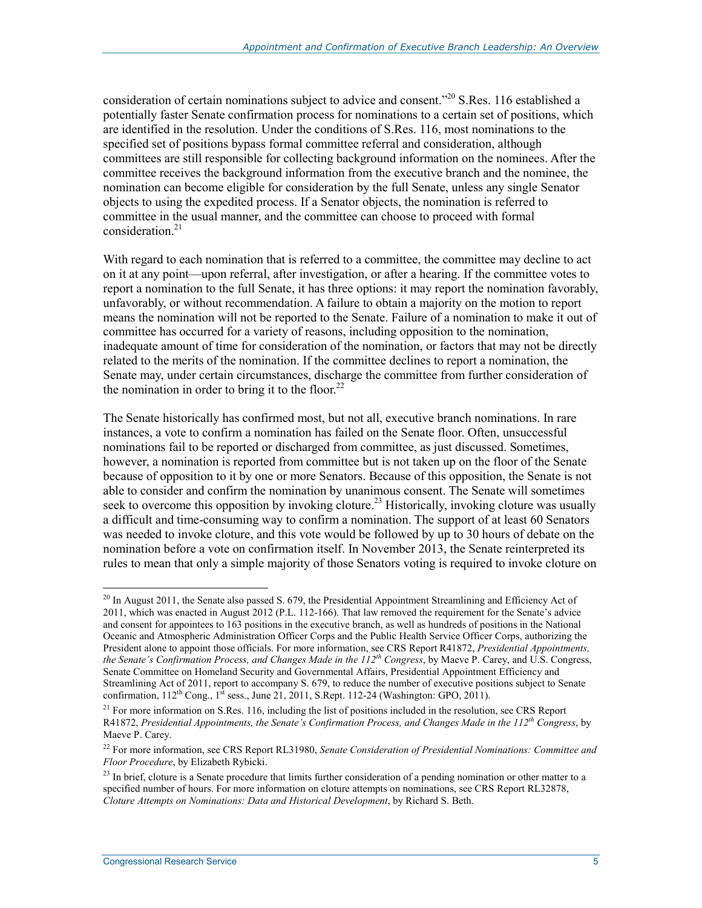consideration of certain nominations subject to advice and consent."[20] S.Res. 116 established a potentially faster Senate confirmation process for nominations to a certain set of positions, which are identified in the resolution. Under the conditions of S.Res. 116, most nominations to the specified set of positions bypass formal committee referral and consideration, although committees are still responsible for collecting background information on the nominees. After the committee receives the background information from the executive branch and the nominee, the nomination can become eligible for consideration by the full Senate, unless any single Senator objects to using the expedited process. If a Senator objects, the nomination is referred to committee in the usual manner, and the committee can choose to proceed with formal consideration.[21]

With regard to each nomination that is referred to a committee, the committee may decline to act on it at any point—upon referral, after investigation, or after a hearing. If the committee votes to report a nomination to the full Senate, it has three options: it may report the nomination favorably, unfavorably, or without recommendation. A failure to obtain a majority on the motion to report means the nomination will not be reported to the Senate. Failure of a nomination to make it out of committee has occurred for a variety of reasons, including opposition to the nomination, inadequate amount of time for consideration of the nomination, or factors that may not be directly related to the merits of the nomination. If the committee declines to report a nomination, the Senate may, under certain circumstances, discharge the committee from further consideration of the nomination in order to bring it to the floor.[22]

The Senate historically has confirmed most, but not all, executive branch nominations. In rare instances, a vote to confirm a nomination has failed on the Senate floor. Often, unsuccessful nominations fail to be reported or discharged from committee, as just discussed. Sometimes, however, a nomination is reported from committee but is not taken up on the floor of the Senate because of opposition to it by one or more Senators. Because of this opposition, the Senate is not able to consider and confirm the nomination by unanimous consent. The Senate will sometimes seek to overcome this opposition by invoking cloture.[23] Historically, invoking cloture was usually a difficult and time-consuming way to confirm a nomination. The support of at least 60 Senators was needed to invoke cloture, and this vote would be followed by up to 30 hours of debate on the nomination before a vote on confirmation itself. In November 2013, the Senate reinterpreted its rules to mean that only a simple majority of those Senators voting is required to invoke cloture on

---

[20] In August 2011, the Senate also passed S. 679, the Presidential Appointment Streamlining and Efficiency Act of 2011, which was enacted in August 2012 (P.L. 112-166). That law removed the requirement for the Senate's advice and consent for appointees to 163 positions in the executive branch, as well as hundreds of positions in the National Oceanic and Atmospheric Administration Officer Corps and the Public Health Service Officer Corps, authorizing the President alone to appoint those officials. For more information, see CRS Report R41872, *Presidential Appointments, the Senate's Confirmation Process, and Changes Made in the 112th Congress*, by Maeve P. Carey, and U.S. Congress, Senate Committee on Homeland Security and Governmental Affairs, Presidential Appointment Efficiency and Streamlining Act of 2011, report to accompany S. 679, to reduce the number of executive positions subject to Senate confirmation, 112th Cong., 1st sess., June 21, 2011, S.Rept. 112-24 (Washington: GPO, 2011).

[21] For more information on S.Res. 116, including the list of positions included in the resolution, see CRS Report R41872, *Presidential Appointments, the Senate's Confirmation Process, and Changes Made in the 112th Congress*, by Maeve P. Carey.

[22] For more information, see CRS Report RL31980, *Senate Consideration of Presidential Nominations: Committee and Floor Procedure*, by Elizabeth Rybicki.

[23] In brief, cloture is a Senate procedure that limits further consideration of a pending nomination or other matter to a specified number of hours. For more information on cloture attempts on nominations, see CRS Report RL32878, *Cloture Attempts on Nominations: Data and Historical Development*, by Richard S. Beth.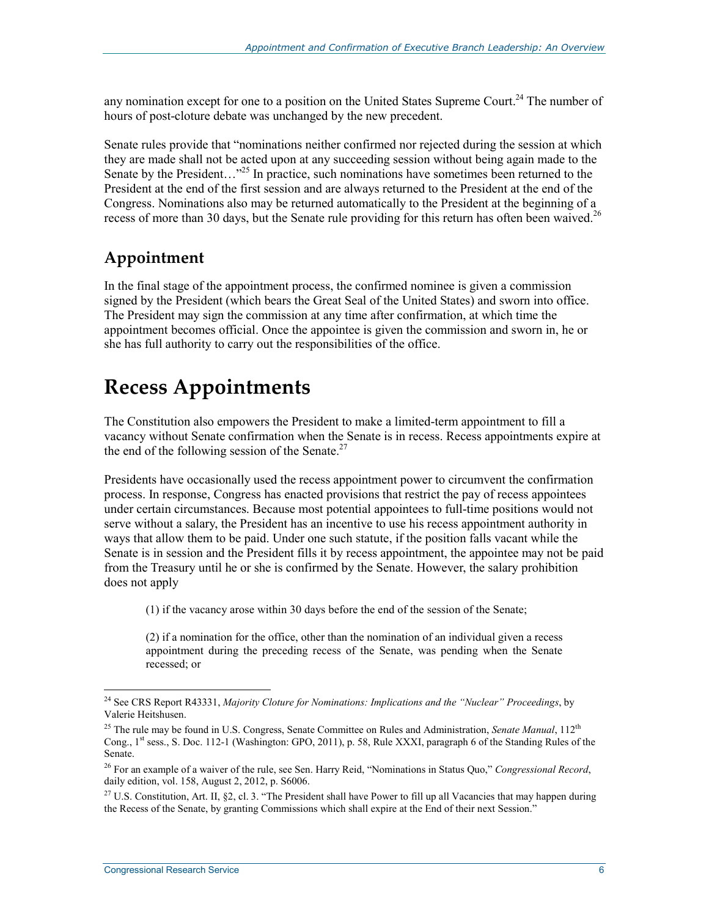any nomination except for one to a position on the United States Supreme Court.[24] The number of hours of post-cloture debate was unchanged by the new precedent.

Senate rules provide that "nominations neither confirmed nor rejected during the session at which they are made shall not be acted upon at any succeeding session without being again made to the Senate by the President…"[25] In practice, such nominations have sometimes been returned to the President at the end of the first session and are always returned to the President at the end of the Congress. Nominations also may be returned automatically to the President at the beginning of a recess of more than 30 days, but the Senate rule providing for this return has often been waived.[26]

## Appointment

In the final stage of the appointment process, the confirmed nominee is given a commission signed by the President (which bears the Great Seal of the United States) and sworn into office. The President may sign the commission at any time after confirmation, at which time the appointment becomes official. Once the appointee is given the commission and sworn in, he or she has full authority to carry out the responsibilities of the office.

# Recess Appointments

The Constitution also empowers the President to make a limited-term appointment to fill a vacancy without Senate confirmation when the Senate is in recess. Recess appointments expire at the end of the following session of the Senate.[27]

Presidents have occasionally used the recess appointment power to circumvent the confirmation process. In response, Congress has enacted provisions that restrict the pay of recess appointees under certain circumstances. Because most potential appointees to full-time positions would not serve without a salary, the President has an incentive to use his recess appointment authority in ways that allow them to be paid. Under one such statute, if the position falls vacant while the Senate is in session and the President fills it by recess appointment, the appointee may not be paid from the Treasury until he or she is confirmed by the Senate. However, the salary prohibition does not apply

> (1) if the vacancy arose within 30 days before the end of the session of the Senate;
>
> (2) if a nomination for the office, other than the nomination of an individual given a recess appointment during the preceding recess of the Senate, was pending when the Senate recessed; or

---

[24] See CRS Report R43331, *Majority Cloture for Nominations: Implications and the "Nuclear" Proceedings*, by Valerie Heitshusen.

[25] The rule may be found in U.S. Congress, Senate Committee on Rules and Administration, *Senate Manual*, 112th Cong., 1st sess., S. Doc. 112-1 (Washington: GPO, 2011), p. 58, Rule XXXI, paragraph 6 of the Standing Rules of the Senate.

[26] For an example of a waiver of the rule, see Sen. Harry Reid, "Nominations in Status Quo," *Congressional Record*, daily edition, vol. 158, August 2, 2012, p. S6006.

[27] U.S. Constitution, Art. II, §2, cl. 3. "The President shall have Power to fill up all Vacancies that may happen during the Recess of the Senate, by granting Commissions which shall expire at the End of their next Session."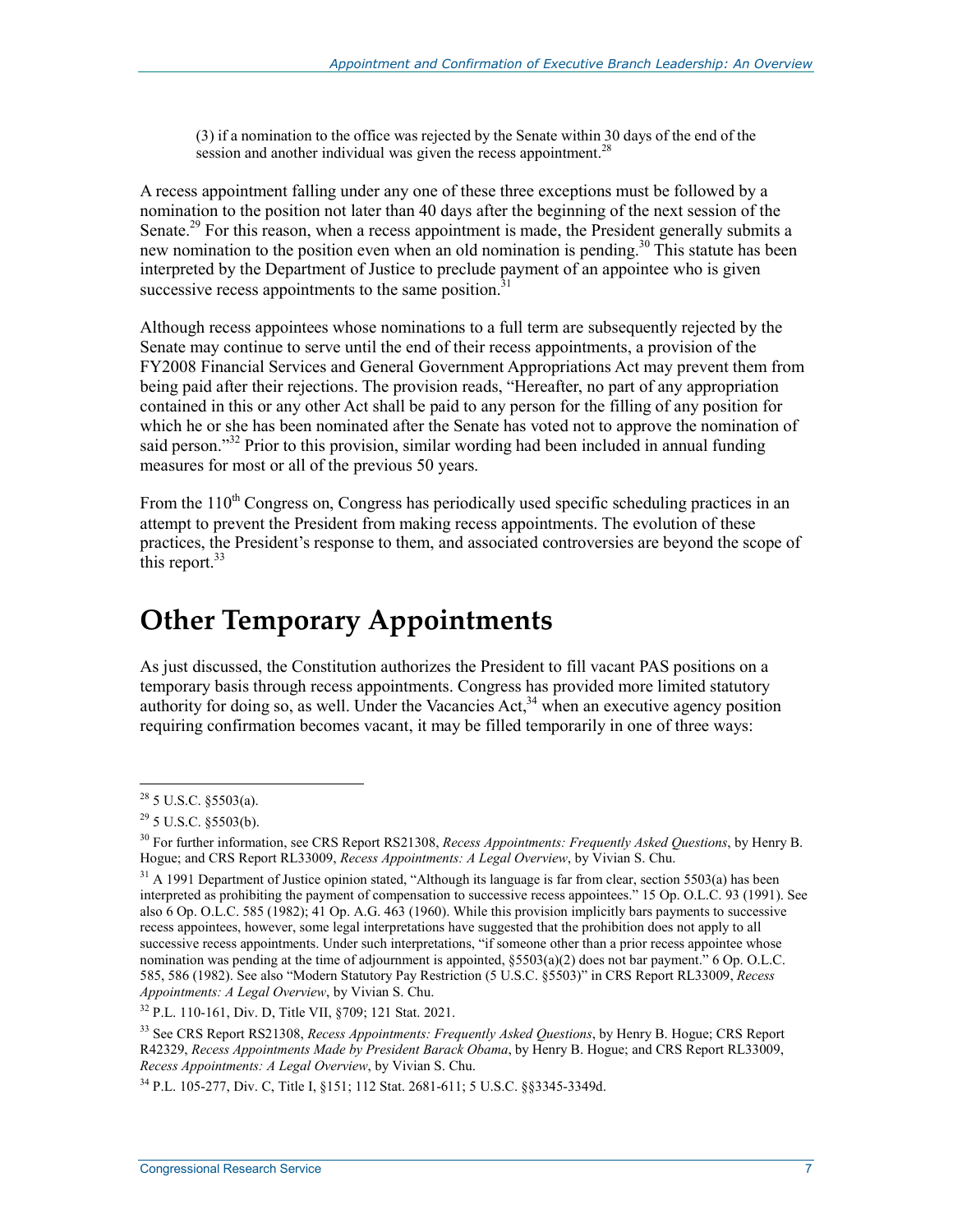(3) if a nomination to the office was rejected by the Senate within 30 days of the end of the session and another individual was given the recess appointment.[28]

A recess appointment falling under any one of these three exceptions must be followed by a nomination to the position not later than 40 days after the beginning of the next session of the Senate.[29] For this reason, when a recess appointment is made, the President generally submits a new nomination to the position even when an old nomination is pending.[30] This statute has been interpreted by the Department of Justice to preclude payment of an appointee who is given successive recess appointments to the same position.[31]

Although recess appointees whose nominations to a full term are subsequently rejected by the Senate may continue to serve until the end of their recess appointments, a provision of the FY2008 Financial Services and General Government Appropriations Act may prevent them from being paid after their rejections. The provision reads, "Hereafter, no part of any appropriation contained in this or any other Act shall be paid to any person for the filling of any position for which he or she has been nominated after the Senate has voted not to approve the nomination of said person."[32] Prior to this provision, similar wording had been included in annual funding measures for most or all of the previous 50 years.

From the 110th Congress on, Congress has periodically used specific scheduling practices in an attempt to prevent the President from making recess appointments. The evolution of these practices, the President's response to them, and associated controversies are beyond the scope of this report.[33]

# Other Temporary Appointments

As just discussed, the Constitution authorizes the President to fill vacant PAS positions on a temporary basis through recess appointments. Congress has provided more limited statutory authority for doing so, as well. Under the Vacancies Act,[34] when an executive agency position requiring confirmation becomes vacant, it may be filled temporarily in one of three ways:

---

[28] 5 U.S.C. §5503(a).

[29] 5 U.S.C. §5503(b).

[30] For further information, see CRS Report RS21308, *Recess Appointments: Frequently Asked Questions*, by Henry B. Hogue; and CRS Report RL33009, *Recess Appointments: A Legal Overview*, by Vivian S. Chu.

[31] A 1991 Department of Justice opinion stated, "Although its language is far from clear, section 5503(a) has been interpreted as prohibiting the payment of compensation to successive recess appointees." 15 Op. O.L.C. 93 (1991). See also 6 Op. O.L.C. 585 (1982); 41 Op. A.G. 463 (1960). While this provision implicitly bars payments to successive recess appointees, however, some legal interpretations have suggested that the prohibition does not apply to all successive recess appointments. Under such interpretations, "if someone other than a prior recess appointee whose nomination was pending at the time of adjournment is appointed, §5503(a)(2) does not bar payment." 6 Op. O.L.C. 585, 586 (1982). See also "Modern Statutory Pay Restriction (5 U.S.C. §5503)" in CRS Report RL33009, *Recess Appointments: A Legal Overview*, by Vivian S. Chu.

[32] P.L. 110-161, Div. D, Title VII, §709; 121 Stat. 2021.

[33] See CRS Report RS21308, *Recess Appointments: Frequently Asked Questions*, by Henry B. Hogue; CRS Report R42329, *Recess Appointments Made by President Barack Obama*, by Henry B. Hogue; and CRS Report RL33009, *Recess Appointments: A Legal Overview*, by Vivian S. Chu.

[34] P.L. 105-277, Div. C, Title I, §151; 112 Stat. 2681-611; 5 U.S.C. §§3345-3349d.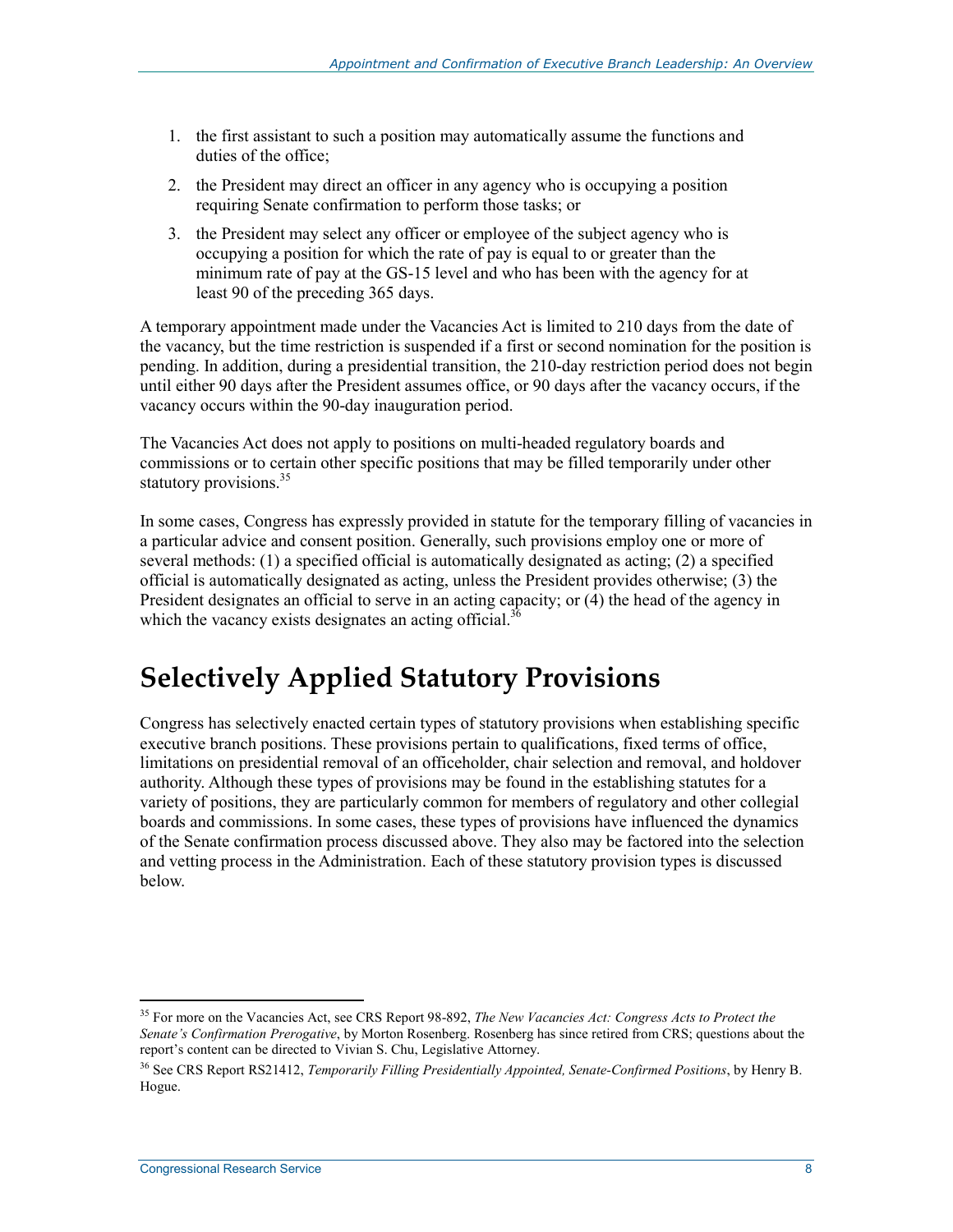1. the first assistant to such a position may automatically assume the functions and duties of the office;
2. the President may direct an officer in any agency who is occupying a position requiring Senate confirmation to perform those tasks; or
3. the President may select any officer or employee of the subject agency who is occupying a position for which the rate of pay is equal to or greater than the minimum rate of pay at the GS-15 level and who has been with the agency for at least 90 of the preceding 365 days.

A temporary appointment made under the Vacancies Act is limited to 210 days from the date of the vacancy, but the time restriction is suspended if a first or second nomination for the position is pending. In addition, during a presidential transition, the 210-day restriction period does not begin until either 90 days after the President assumes office, or 90 days after the vacancy occurs, if the vacancy occurs within the 90-day inauguration period.

The Vacancies Act does not apply to positions on multi-headed regulatory boards and commissions or to certain other specific positions that may be filled temporarily under other statutory provisions.[35]

In some cases, Congress has expressly provided in statute for the temporary filling of vacancies in a particular advice and consent position. Generally, such provisions employ one or more of several methods: (1) a specified official is automatically designated as acting; (2) a specified official is automatically designated as acting, unless the President provides otherwise; (3) the President designates an official to serve in an acting capacity; or (4) the head of the agency in which the vacancy exists designates an acting official.[36]

# Selectively Applied Statutory Provisions

Congress has selectively enacted certain types of statutory provisions when establishing specific executive branch positions. These provisions pertain to qualifications, fixed terms of office, limitations on presidential removal of an officeholder, chair selection and removal, and holdover authority. Although these types of provisions may be found in the establishing statutes for a variety of positions, they are particularly common for members of regulatory and other collegial boards and commissions. In some cases, these types of provisions have influenced the dynamics of the Senate confirmation process discussed above. They also may be factored into the selection and vetting process in the Administration. Each of these statutory provision types is discussed below.

---

[35] For more on the Vacancies Act, see CRS Report 98-892, *The New Vacancies Act: Congress Acts to Protect the Senate's Confirmation Prerogative*, by Morton Rosenberg. Rosenberg has since retired from CRS; questions about the report's content can be directed to Vivian S. Chu, Legislative Attorney.

[36] See CRS Report RS21412, *Temporarily Filling Presidentially Appointed, Senate-Confirmed Positions*, by Henry B. Hogue.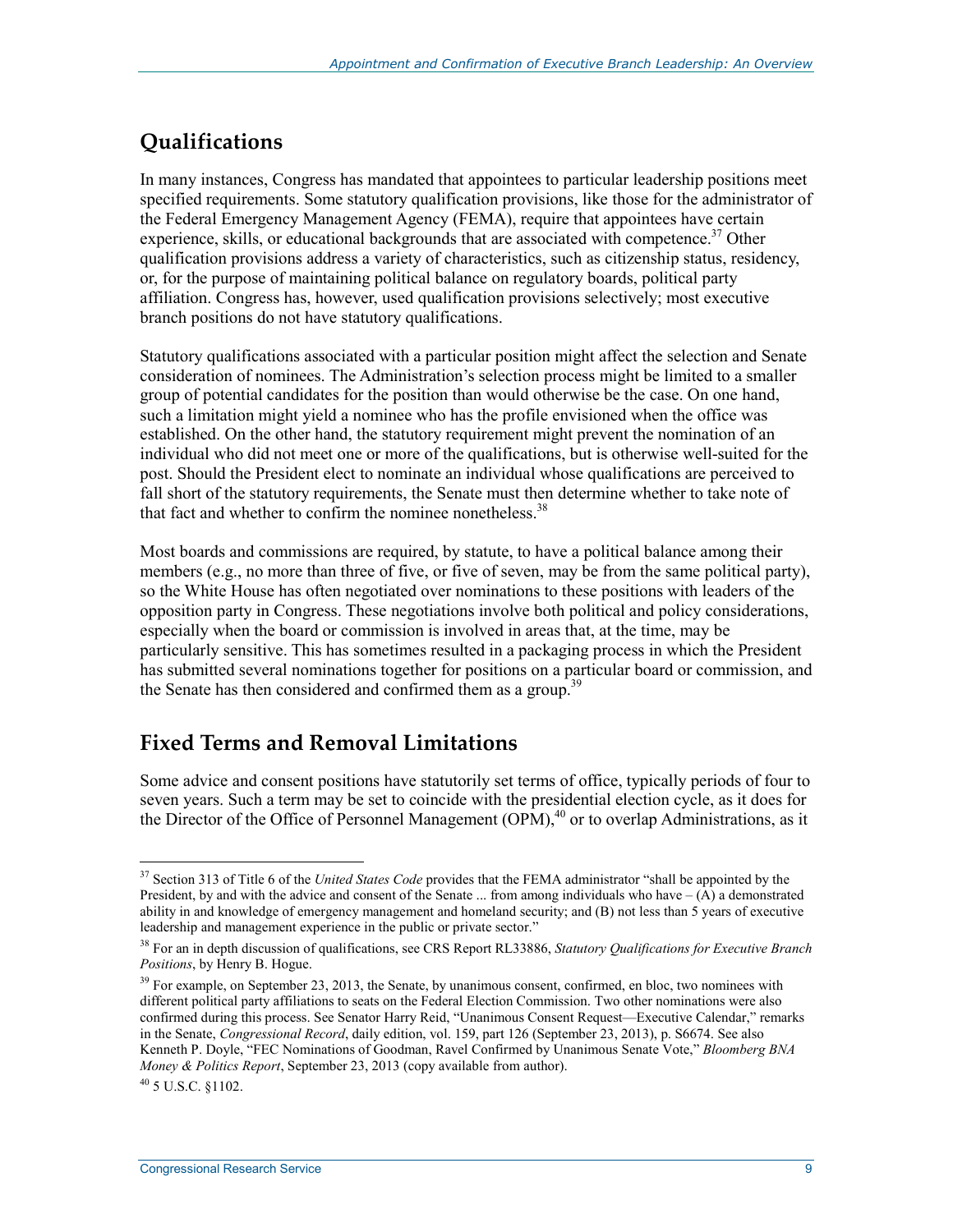## Qualifications

In many instances, Congress has mandated that appointees to particular leadership positions meet specified requirements. Some statutory qualification provisions, like those for the administrator of the Federal Emergency Management Agency (FEMA), require that appointees have certain experience, skills, or educational backgrounds that are associated with competence.[37] Other qualification provisions address a variety of characteristics, such as citizenship status, residency, or, for the purpose of maintaining political balance on regulatory boards, political party affiliation. Congress has, however, used qualification provisions selectively; most executive branch positions do not have statutory qualifications.

Statutory qualifications associated with a particular position might affect the selection and Senate consideration of nominees. The Administration's selection process might be limited to a smaller group of potential candidates for the position than would otherwise be the case. On one hand, such a limitation might yield a nominee who has the profile envisioned when the office was established. On the other hand, the statutory requirement might prevent the nomination of an individual who did not meet one or more of the qualifications, but is otherwise well-suited for the post. Should the President elect to nominate an individual whose qualifications are perceived to fall short of the statutory requirements, the Senate must then determine whether to take note of that fact and whether to confirm the nominee nonetheless.[38]

Most boards and commissions are required, by statute, to have a political balance among their members (e.g., no more than three of five, or five of seven, may be from the same political party), so the White House has often negotiated over nominations to these positions with leaders of the opposition party in Congress. These negotiations involve both political and policy considerations, especially when the board or commission is involved in areas that, at the time, may be particularly sensitive. This has sometimes resulted in a packaging process in which the President has submitted several nominations together for positions on a particular board or commission, and the Senate has then considered and confirmed them as a group.[39]

## Fixed Terms and Removal Limitations

Some advice and consent positions have statutorily set terms of office, typically periods of four to seven years. Such a term may be set to coincide with the presidential election cycle, as it does for the Director of the Office of Personnel Management (OPM),[40] or to overlap Administrations, as it

---

[37] Section 313 of Title 6 of the *United States Code* provides that the FEMA administrator "shall be appointed by the President, by and with the advice and consent of the Senate ... from among individuals who have – (A) a demonstrated ability in and knowledge of emergency management and homeland security; and (B) not less than 5 years of executive leadership and management experience in the public or private sector."

[38] For an in depth discussion of qualifications, see CRS Report RL33886, *Statutory Qualifications for Executive Branch Positions*, by Henry B. Hogue.

[39] For example, on September 23, 2013, the Senate, by unanimous consent, confirmed, en bloc, two nominees with different political party affiliations to seats on the Federal Election Commission. Two other nominations were also confirmed during this process. See Senator Harry Reid, "Unanimous Consent Request—Executive Calendar," remarks in the Senate, *Congressional Record*, daily edition, vol. 159, part 126 (September 23, 2013), p. S6674. See also Kenneth P. Doyle, "FEC Nominations of Goodman, Ravel Confirmed by Unanimous Senate Vote," *Bloomberg BNA Money & Politics Report*, September 23, 2013 (copy available from author).

[40] 5 U.S.C. §1102.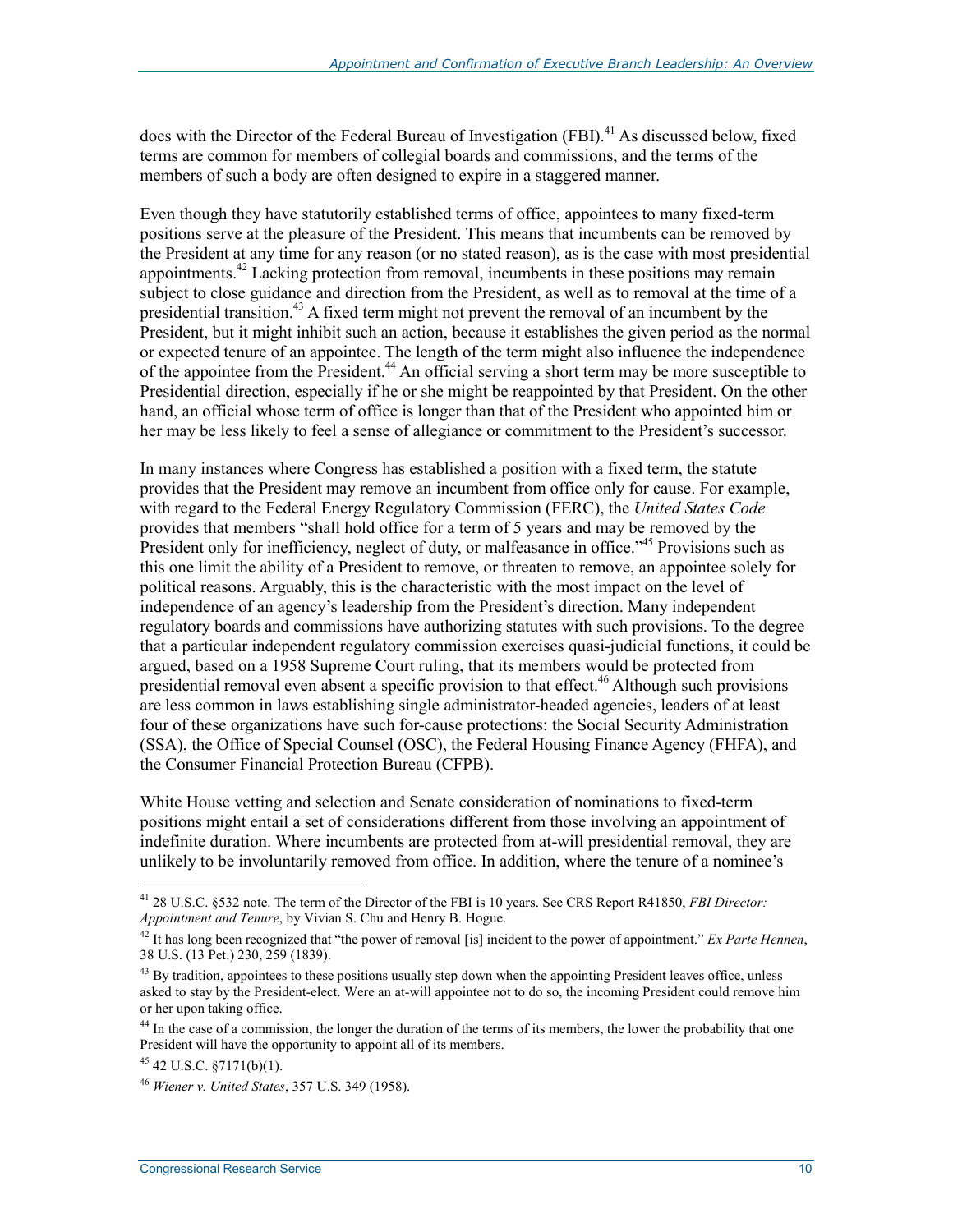does with the Director of the Federal Bureau of Investigation (FBI).[41] As discussed below, fixed terms are common for members of collegial boards and commissions, and the terms of the members of such a body are often designed to expire in a staggered manner.

Even though they have statutorily established terms of office, appointees to many fixed-term positions serve at the pleasure of the President. This means that incumbents can be removed by the President at any time for any reason (or no stated reason), as is the case with most presidential appointments.[42] Lacking protection from removal, incumbents in these positions may remain subject to close guidance and direction from the President, as well as to removal at the time of a presidential transition.[43] A fixed term might not prevent the removal of an incumbent by the President, but it might inhibit such an action, because it establishes the given period as the normal or expected tenure of an appointee. The length of the term might also influence the independence of the appointee from the President.[44] An official serving a short term may be more susceptible to Presidential direction, especially if he or she might be reappointed by that President. On the other hand, an official whose term of office is longer than that of the President who appointed him or her may be less likely to feel a sense of allegiance or commitment to the President's successor.

In many instances where Congress has established a position with a fixed term, the statute provides that the President may remove an incumbent from office only for cause. For example, with regard to the Federal Energy Regulatory Commission (FERC), the *United States Code* provides that members "shall hold office for a term of 5 years and may be removed by the President only for inefficiency, neglect of duty, or malfeasance in office."[45] Provisions such as this one limit the ability of a President to remove, or threaten to remove, an appointee solely for political reasons. Arguably, this is the characteristic with the most impact on the level of independence of an agency's leadership from the President's direction. Many independent regulatory boards and commissions have authorizing statutes with such provisions. To the degree that a particular independent regulatory commission exercises quasi-judicial functions, it could be argued, based on a 1958 Supreme Court ruling, that its members would be protected from presidential removal even absent a specific provision to that effect.[46] Although such provisions are less common in laws establishing single administrator-headed agencies, leaders of at least four of these organizations have such for-cause protections: the Social Security Administration (SSA), the Office of Special Counsel (OSC), the Federal Housing Finance Agency (FHFA), and the Consumer Financial Protection Bureau (CFPB).

White House vetting and selection and Senate consideration of nominations to fixed-term positions might entail a set of considerations different from those involving an appointment of indefinite duration. Where incumbents are protected from at-will presidential removal, they are unlikely to be involuntarily removed from office. In addition, where the tenure of a nominee's

---

[41] 28 U.S.C. §532 note. The term of the Director of the FBI is 10 years. See CRS Report R41850, *FBI Director: Appointment and Tenure*, by Vivian S. Chu and Henry B. Hogue.

[42] It has long been recognized that "the power of removal [is] incident to the power of appointment." *Ex Parte Hennen*, 38 U.S. (13 Pet.) 230, 259 (1839).

[43] By tradition, appointees to these positions usually step down when the appointing President leaves office, unless asked to stay by the President-elect. Were an at-will appointee not to do so, the incoming President could remove him or her upon taking office.

[44] In the case of a commission, the longer the duration of the terms of its members, the lower the probability that one President will have the opportunity to appoint all of its members.

[45] 42 U.S.C. §7171(b)(1).

[46] *Wiener v. United States*, 357 U.S. 349 (1958).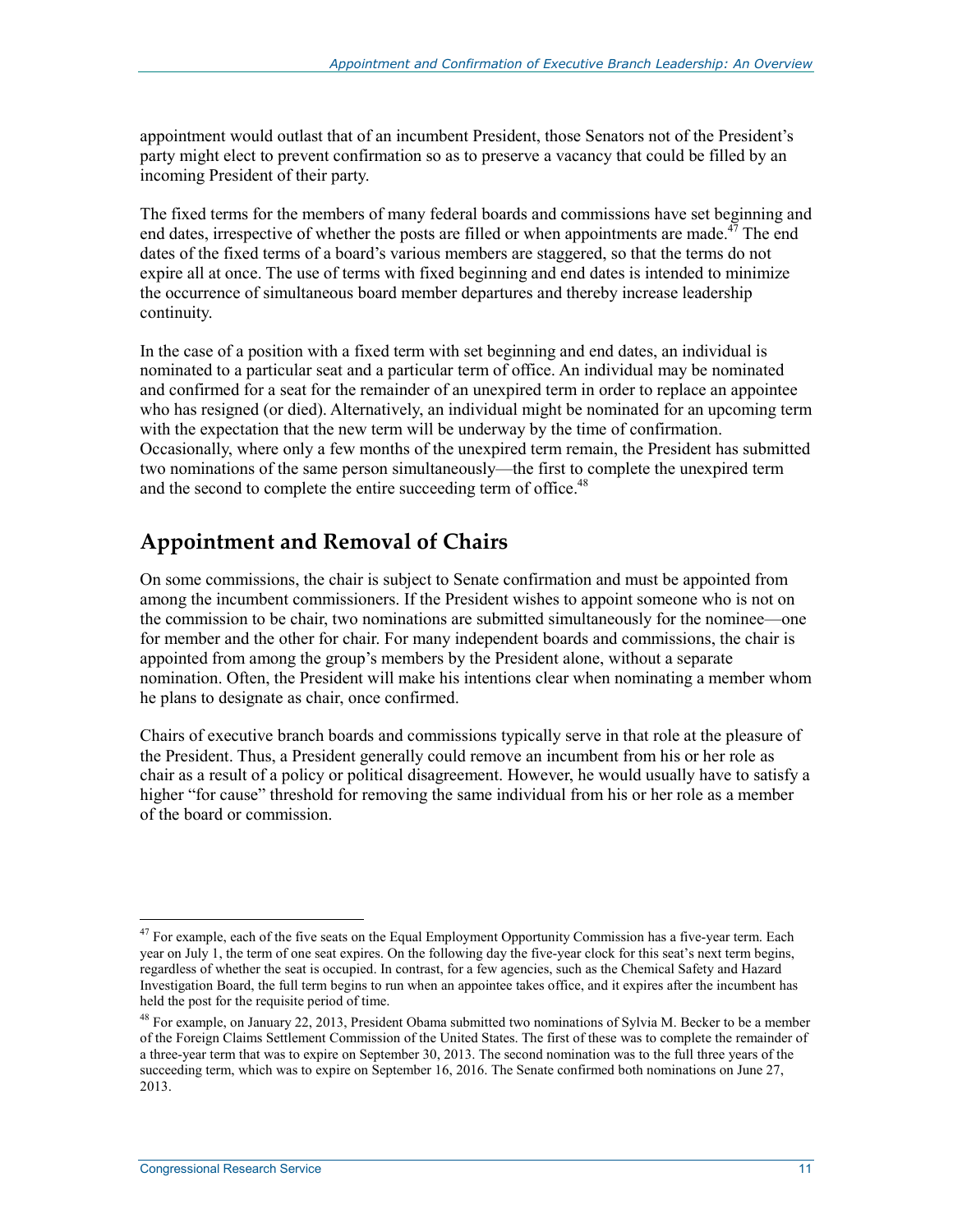appointment would outlast that of an incumbent President, those Senators not of the President's party might elect to prevent confirmation so as to preserve a vacancy that could be filled by an incoming President of their party.

The fixed terms for the members of many federal boards and commissions have set beginning and end dates, irrespective of whether the posts are filled or when appointments are made.[47] The end dates of the fixed terms of a board's various members are staggered, so that the terms do not expire all at once. The use of terms with fixed beginning and end dates is intended to minimize the occurrence of simultaneous board member departures and thereby increase leadership continuity.

In the case of a position with a fixed term with set beginning and end dates, an individual is nominated to a particular seat and a particular term of office. An individual may be nominated and confirmed for a seat for the remainder of an unexpired term in order to replace an appointee who has resigned (or died). Alternatively, an individual might be nominated for an upcoming term with the expectation that the new term will be underway by the time of confirmation. Occasionally, where only a few months of the unexpired term remain, the President has submitted two nominations of the same person simultaneously—the first to complete the unexpired term and the second to complete the entire succeeding term of office.[48]

## Appointment and Removal of Chairs

On some commissions, the chair is subject to Senate confirmation and must be appointed from among the incumbent commissioners. If the President wishes to appoint someone who is not on the commission to be chair, two nominations are submitted simultaneously for the nominee—one for member and the other for chair. For many independent boards and commissions, the chair is appointed from among the group's members by the President alone, without a separate nomination. Often, the President will make his intentions clear when nominating a member whom he plans to designate as chair, once confirmed.

Chairs of executive branch boards and commissions typically serve in that role at the pleasure of the President. Thus, a President generally could remove an incumbent from his or her role as chair as a result of a policy or political disagreement. However, he would usually have to satisfy a higher "for cause" threshold for removing the same individual from his or her role as a member of the board or commission.

---

[47] For example, each of the five seats on the Equal Employment Opportunity Commission has a five-year term. Each year on July 1, the term of one seat expires. On the following day the five-year clock for this seat's next term begins, regardless of whether the seat is occupied. In contrast, for a few agencies, such as the Chemical Safety and Hazard Investigation Board, the full term begins to run when an appointee takes office, and it expires after the incumbent has held the post for the requisite period of time.

[48] For example, on January 22, 2013, President Obama submitted two nominations of Sylvia M. Becker to be a member of the Foreign Claims Settlement Commission of the United States. The first of these was to complete the remainder of a three-year term that was to expire on September 30, 2013. The second nomination was to the full three years of the succeeding term, which was to expire on September 16, 2016. The Senate confirmed both nominations on June 27, 2013.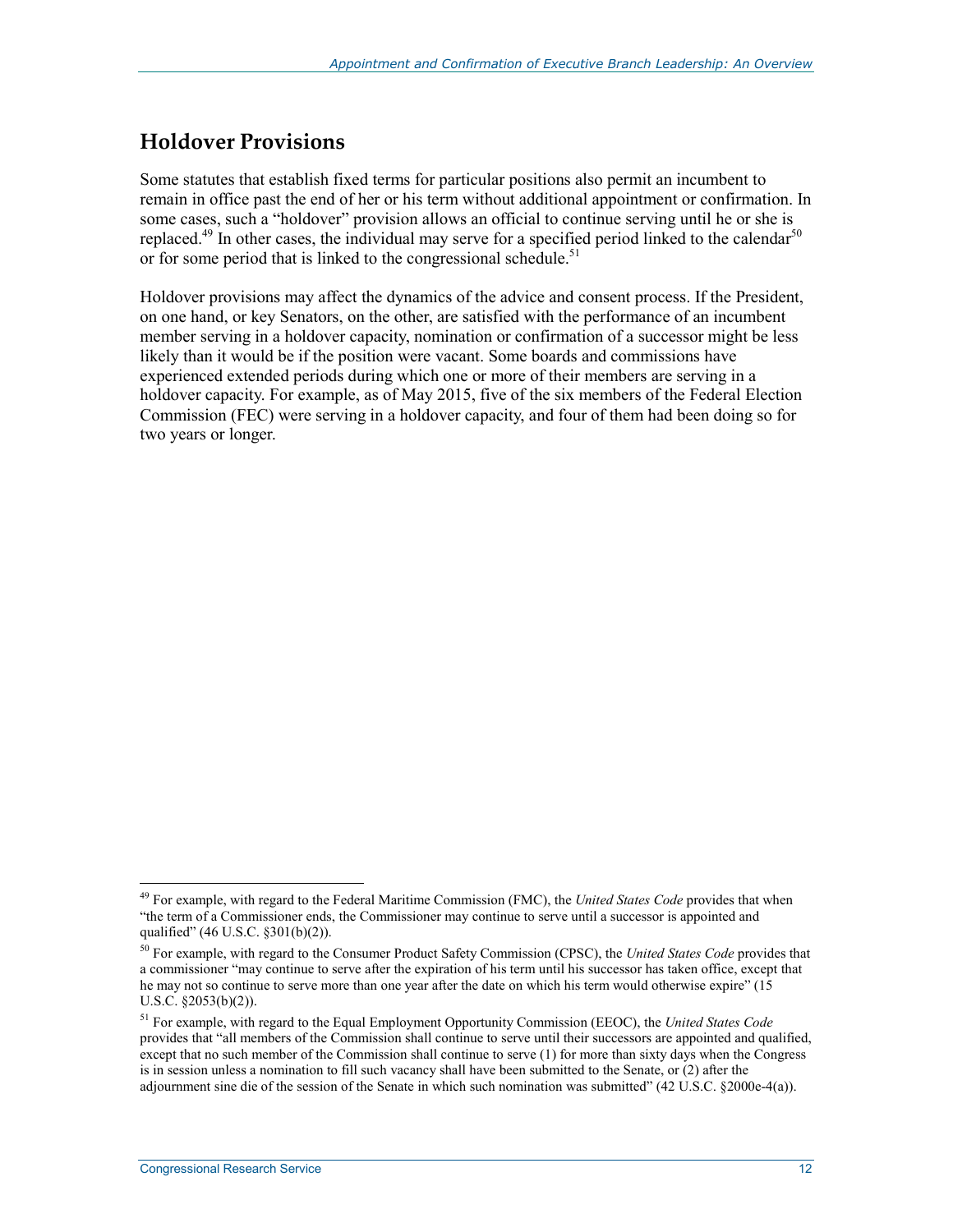## Holdover Provisions

Some statutes that establish fixed terms for particular positions also permit an incumbent to remain in office past the end of her or his term without additional appointment or confirmation. In some cases, such a "holdover" provision allows an official to continue serving until he or she is replaced.[49] In other cases, the individual may serve for a specified period linked to the calendar[50] or for some period that is linked to the congressional schedule.[51]

Holdover provisions may affect the dynamics of the advice and consent process. If the President, on one hand, or key Senators, on the other, are satisfied with the performance of an incumbent member serving in a holdover capacity, nomination or confirmation of a successor might be less likely than it would be if the position were vacant. Some boards and commissions have experienced extended periods during which one or more of their members are serving in a holdover capacity. For example, as of May 2015, five of the six members of the Federal Election Commission (FEC) were serving in a holdover capacity, and four of them had been doing so for two years or longer.

---

[49] For example, with regard to the Federal Maritime Commission (FMC), the *United States Code* provides that when "the term of a Commissioner ends, the Commissioner may continue to serve until a successor is appointed and qualified" (46 U.S.C. §301(b)(2)).

[50] For example, with regard to the Consumer Product Safety Commission (CPSC), the *United States Code* provides that a commissioner "may continue to serve after the expiration of his term until his successor has taken office, except that he may not so continue to serve more than one year after the date on which his term would otherwise expire" (15 U.S.C. §2053(b)(2)).

[51] For example, with regard to the Equal Employment Opportunity Commission (EEOC), the *United States Code* provides that "all members of the Commission shall continue to serve until their successors are appointed and qualified, except that no such member of the Commission shall continue to serve (1) for more than sixty days when the Congress is in session unless a nomination to fill such vacancy shall have been submitted to the Senate, or (2) after the adjournment sine die of the session of the Senate in which such nomination was submitted" (42 U.S.C. §2000e-4(a)).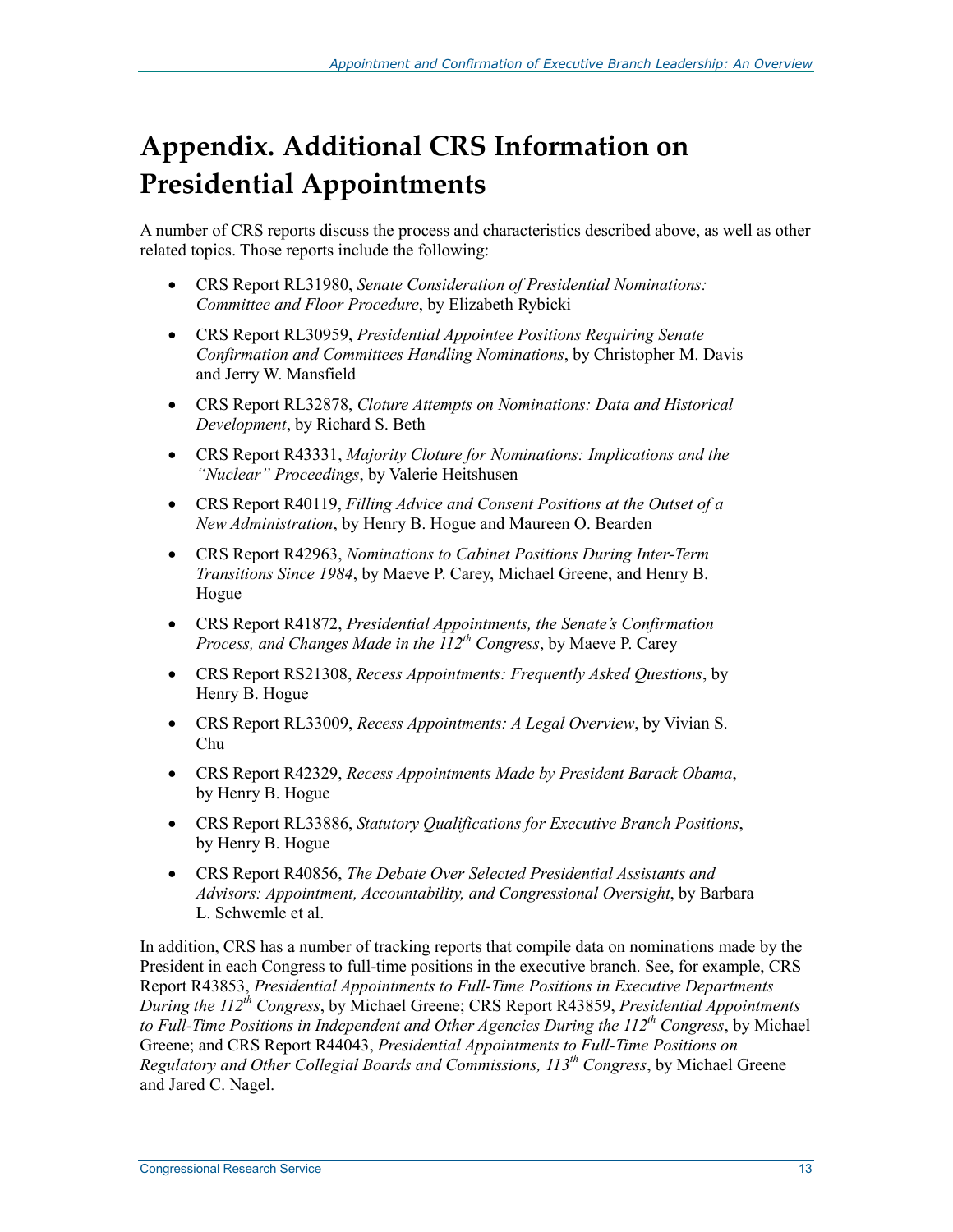# Appendix. Additional CRS Information on Presidential Appointments

A number of CRS reports discuss the process and characteristics described above, as well as other related topics. Those reports include the following:

- CRS Report RL31980, *Senate Consideration of Presidential Nominations: Committee and Floor Procedure*, by Elizabeth Rybicki
- CRS Report RL30959, *Presidential Appointee Positions Requiring Senate Confirmation and Committees Handling Nominations*, by Christopher M. Davis and Jerry W. Mansfield
- CRS Report RL32878, *Cloture Attempts on Nominations: Data and Historical Development*, by Richard S. Beth
- CRS Report R43331, *Majority Cloture for Nominations: Implications and the "Nuclear" Proceedings*, by Valerie Heitshusen
- CRS Report R40119, *Filling Advice and Consent Positions at the Outset of a New Administration*, by Henry B. Hogue and Maureen O. Bearden
- CRS Report R42963, *Nominations to Cabinet Positions During Inter-Term Transitions Since 1984*, by Maeve P. Carey, Michael Greene, and Henry B. Hogue
- CRS Report R41872, *Presidential Appointments, the Senate's Confirmation Process, and Changes Made in the 112th Congress*, by Maeve P. Carey
- CRS Report RS21308, *Recess Appointments: Frequently Asked Questions*, by Henry B. Hogue
- CRS Report RL33009, *Recess Appointments: A Legal Overview*, by Vivian S. Chu
- CRS Report R42329, *Recess Appointments Made by President Barack Obama*, by Henry B. Hogue
- CRS Report RL33886, *Statutory Qualifications for Executive Branch Positions*, by Henry B. Hogue
- CRS Report R40856, *The Debate Over Selected Presidential Assistants and Advisors: Appointment, Accountability, and Congressional Oversight*, by Barbara L. Schwemle et al.

In addition, CRS has a number of tracking reports that compile data on nominations made by the President in each Congress to full-time positions in the executive branch. See, for example, CRS Report R43853, *Presidential Appointments to Full-Time Positions in Executive Departments During the 112th Congress*, by Michael Greene; CRS Report R43859, *Presidential Appointments to Full-Time Positions in Independent and Other Agencies During the 112th Congress*, by Michael Greene; and CRS Report R44043, *Presidential Appointments to Full-Time Positions on Regulatory and Other Collegial Boards and Commissions, 113th Congress*, by Michael Greene and Jared C. Nagel.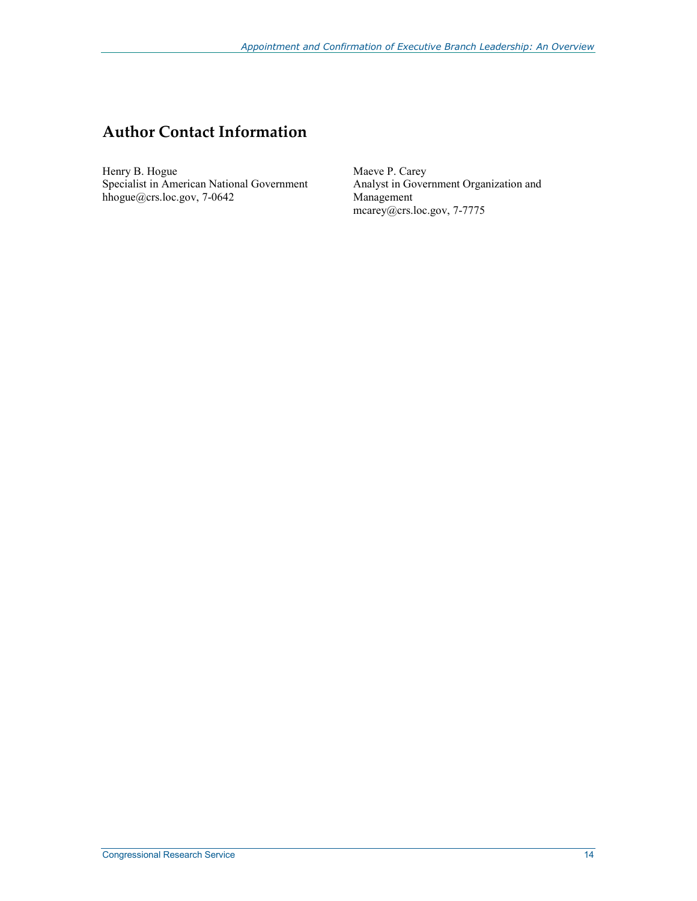## Author Contact Information

Henry B. Hogue
Specialist in American National Government
hhogue@crs.loc.gov, 7-0642

Maeve P. Carey
Analyst in Government Organization and Management
mcarey@crs.loc.gov, 7-7775